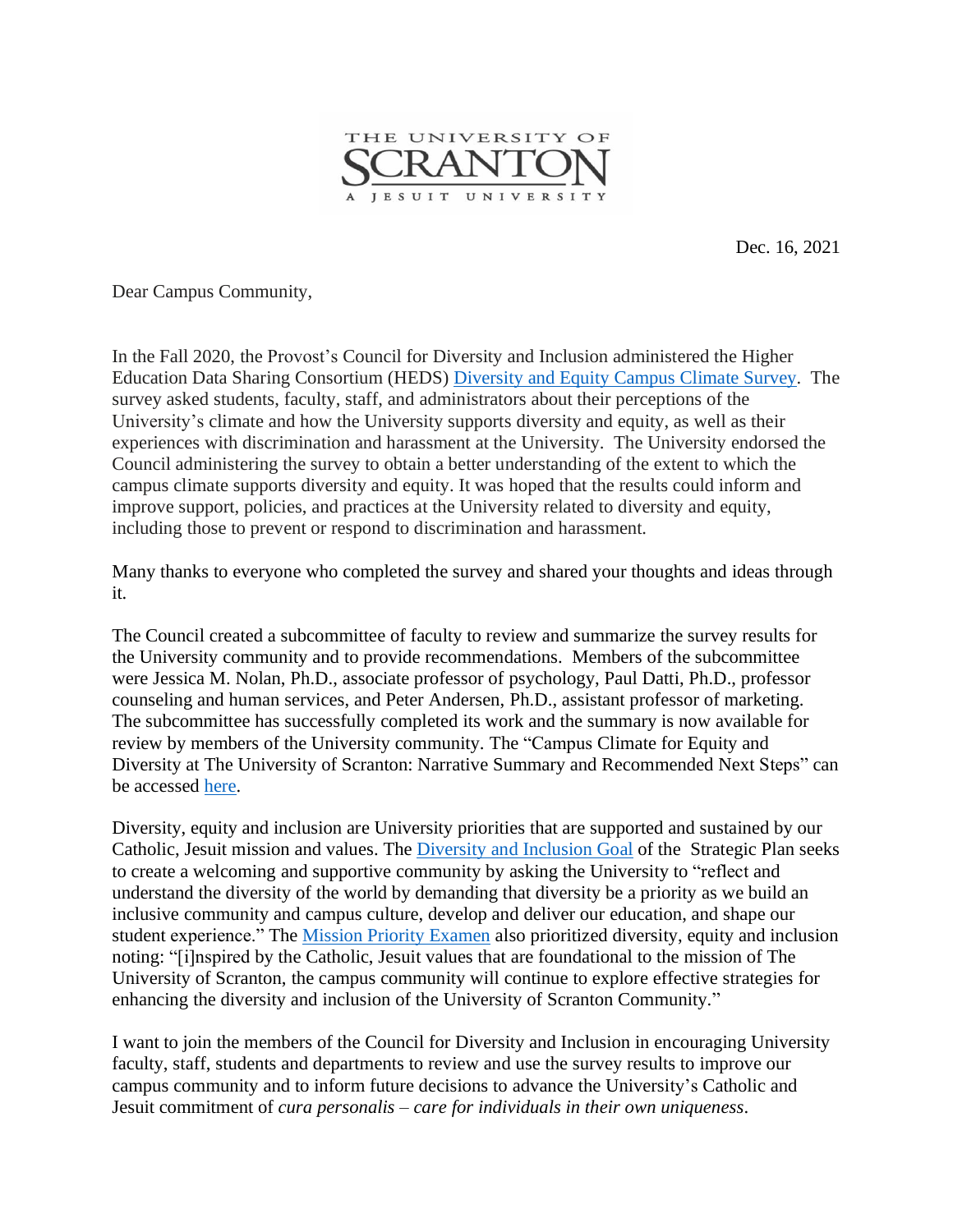THE UNIVERSITY OF
SCRANTON
A JESUIT UNIVERSITY

Dec. 16, 2021

Dear Campus Community,

In the Fall 2020, the Provost's Council for Diversity and Inclusion administered the Higher Education Data Sharing Consortium (HEDS) Diversity and Equity Campus Climate Survey. The survey asked students, faculty, staff, and administrators about their perceptions of the University's climate and how the University supports diversity and equity, as well as their experiences with discrimination and harassment at the University. The University endorsed the Council administering the survey to obtain a better understanding of the extent to which the campus climate supports diversity and equity. It was hoped that the results could inform and improve support, policies, and practices at the University related to diversity and equity, including those to prevent or respond to discrimination and harassment.

Many thanks to everyone who completed the survey and shared your thoughts and ideas through it.

The Council created a subcommittee of faculty to review and summarize the survey results for the University community and to provide recommendations. Members of the subcommittee were Jessica M. Nolan, Ph.D., associate professor of psychology, Paul Datti, Ph.D., professor counseling and human services, and Peter Andersen, Ph.D., assistant professor of marketing. The subcommittee has successfully completed its work and the summary is now available for review by members of the University community. The "Campus Climate for Equity and Diversity at The University of Scranton: Narrative Summary and Recommended Next Steps" can be accessed here.

Diversity, equity and inclusion are University priorities that are supported and sustained by our Catholic, Jesuit mission and values. The Diversity and Inclusion Goal of the Strategic Plan seeks to create a welcoming and supportive community by asking the University to "reflect and understand the diversity of the world by demanding that diversity be a priority as we build an inclusive community and campus culture, develop and deliver our education, and shape our student experience." The Mission Priority Examen also prioritized diversity, equity and inclusion noting: "[i]nspired by the Catholic, Jesuit values that are foundational to the mission of The University of Scranton, the campus community will continue to explore effective strategies for enhancing the diversity and inclusion of the University of Scranton Community."

I want to join the members of the Council for Diversity and Inclusion in encouraging University faculty, staff, students and departments to review and use the survey results to improve our campus community and to inform future decisions to advance the University's Catholic and Jesuit commitment of *cura personalis – care for individuals in their own uniqueness*.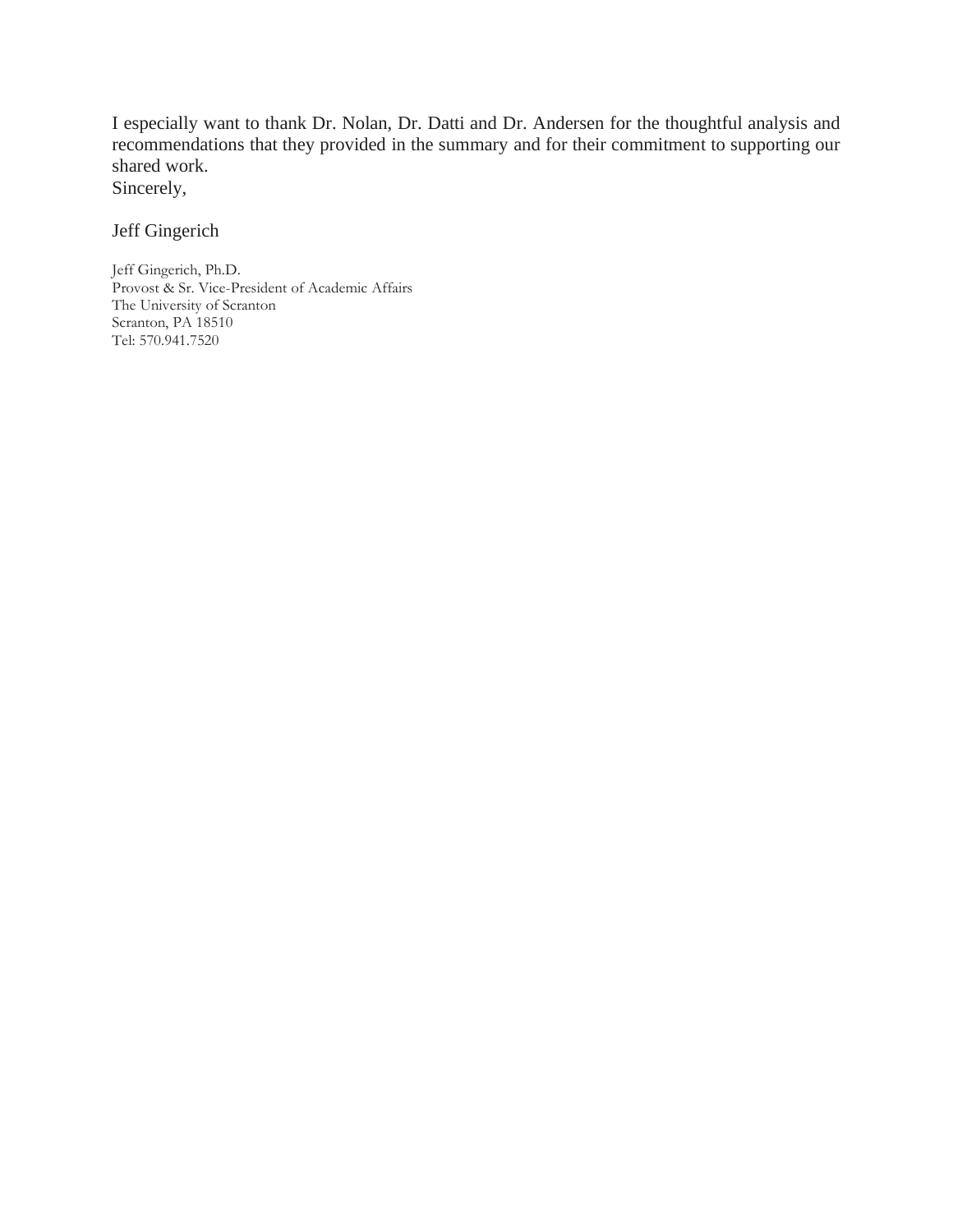I especially want to thank Dr. Nolan, Dr. Datti and Dr. Andersen for the thoughtful analysis and recommendations that they provided in the summary and for their commitment to supporting our shared work.

Sincerely,

Jeff Gingerich

Jeff Gingerich, Ph.D.
Provost & Sr. Vice-President of Academic Affairs
The University of Scranton
Scranton, PA 18510
Tel: 570.941.7520